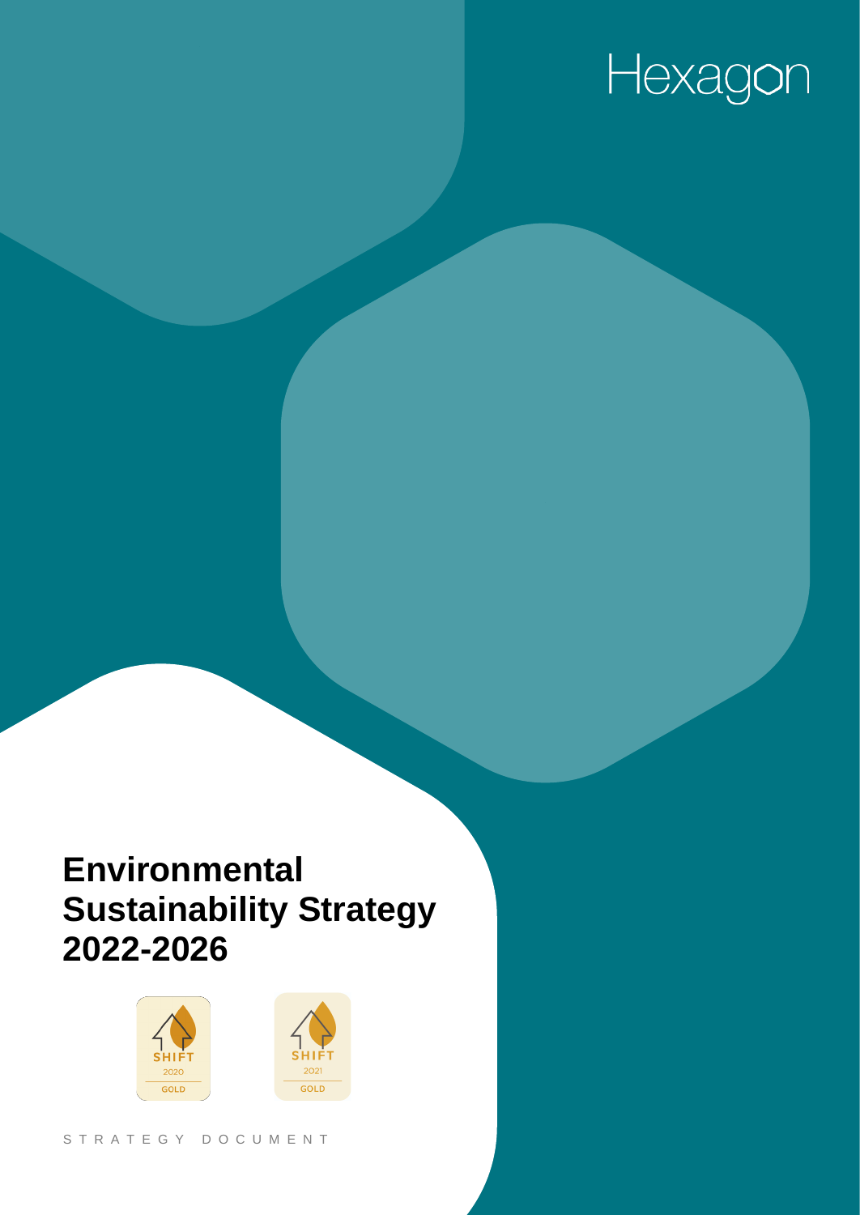Hexagon

# Environmental Sustainability Strategy 2022-2026

SHIFT 2020 GOLD

SHIFT 2021 GOLD

STRATEGY DOCUMENT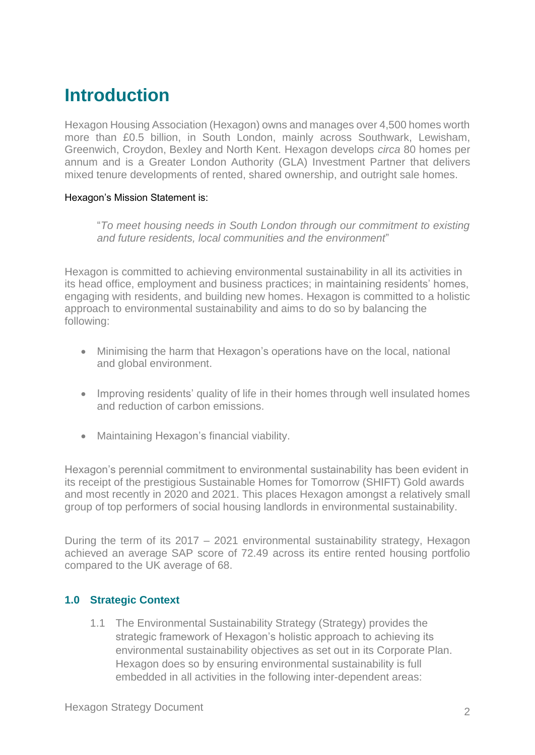# Introduction

Hexagon Housing Association (Hexagon) owns and manages over 4,500 homes worth more than £0.5 billion, in South London, mainly across Southwark, Lewisham, Greenwich, Croydon, Bexley and North Kent. Hexagon develops *circa* 80 homes per annum and is a Greater London Authority (GLA) Investment Partner that delivers mixed tenure developments of rented, shared ownership, and outright sale homes.

Hexagon's Mission Statement is:

> "*To meet housing needs in South London through our commitment to existing and future residents, local communities and the environment*"

Hexagon is committed to achieving environmental sustainability in all its activities in its head office, employment and business practices; in maintaining residents' homes, engaging with residents, and building new homes. Hexagon is committed to a holistic approach to environmental sustainability and aims to do so by balancing the following:

- Minimising the harm that Hexagon's operations have on the local, national and global environment.
- Improving residents' quality of life in their homes through well insulated homes and reduction of carbon emissions.
- Maintaining Hexagon's financial viability.

Hexagon's perennial commitment to environmental sustainability has been evident in its receipt of the prestigious Sustainable Homes for Tomorrow (SHIFT) Gold awards and most recently in 2020 and 2021. This places Hexagon amongst a relatively small group of top performers of social housing landlords in environmental sustainability.

During the term of its 2017 – 2021 environmental sustainability strategy, Hexagon achieved an average SAP score of 72.49 across its entire rented housing portfolio compared to the UK average of 68.

### 1.0 Strategic Context

1.1 The Environmental Sustainability Strategy (Strategy) provides the strategic framework of Hexagon's holistic approach to achieving its environmental sustainability objectives as set out in its Corporate Plan. Hexagon does so by ensuring environmental sustainability is full embedded in all activities in the following inter-dependent areas: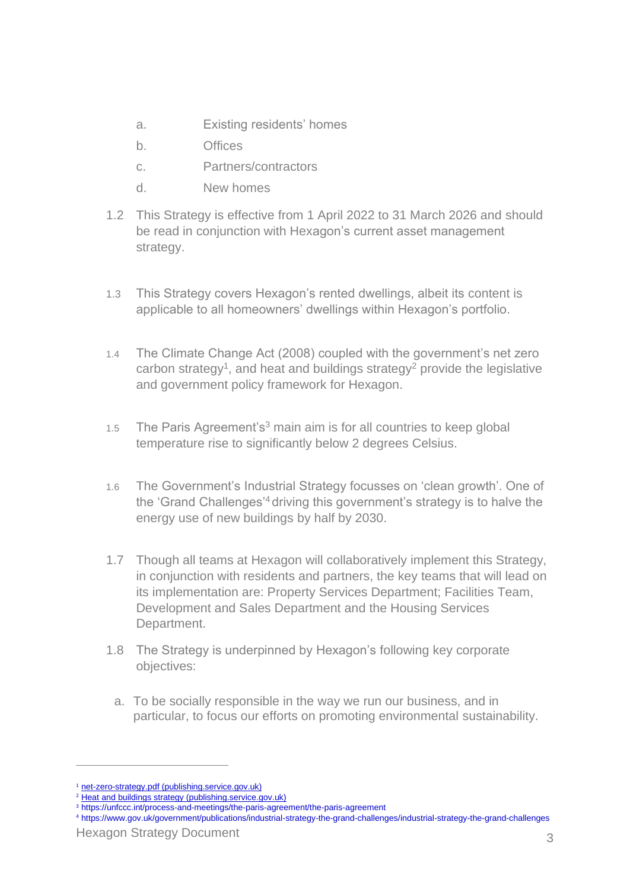a. Existing residents' homes
b. Offices
c. Partners/contractors
d. New homes

1.2 This Strategy is effective from 1 April 2022 to 31 March 2026 and should be read in conjunction with Hexagon's current asset management strategy.

1.3 This Strategy covers Hexagon's rented dwellings, albeit its content is applicable to all homeowners' dwellings within Hexagon's portfolio.

1.4 The Climate Change Act (2008) coupled with the government's net zero carbon strategy[1], and heat and buildings strategy[2] provide the legislative and government policy framework for Hexagon.

1.5 The Paris Agreement's[3] main aim is for all countries to keep global temperature rise to significantly below 2 degrees Celsius.

1.6 The Government's Industrial Strategy focusses on 'clean growth'. One of the 'Grand Challenges'[4] driving this government's strategy is to halve the energy use of new buildings by half by 2030.

1.7 Though all teams at Hexagon will collaboratively implement this Strategy, in conjunction with residents and partners, the key teams that will lead on its implementation are: Property Services Department; Facilities Team, Development and Sales Department and the Housing Services Department.

1.8 The Strategy is underpinned by Hexagon's following key corporate objectives:

a. To be socially responsible in the way we run our business, and in particular, to focus our efforts on promoting environmental sustainability.

---

[1] net-zero-strategy.pdf (publishing.service.gov.uk)
[2] Heat and buildings strategy (publishing.service.gov.uk)
[3] https://unfccc.int/process-and-meetings/the-paris-agreement/the-paris-agreement
[4] https://www.gov.uk/government/publications/industrial-strategy-the-grand-challenges/industrial-strategy-the-grand-challenges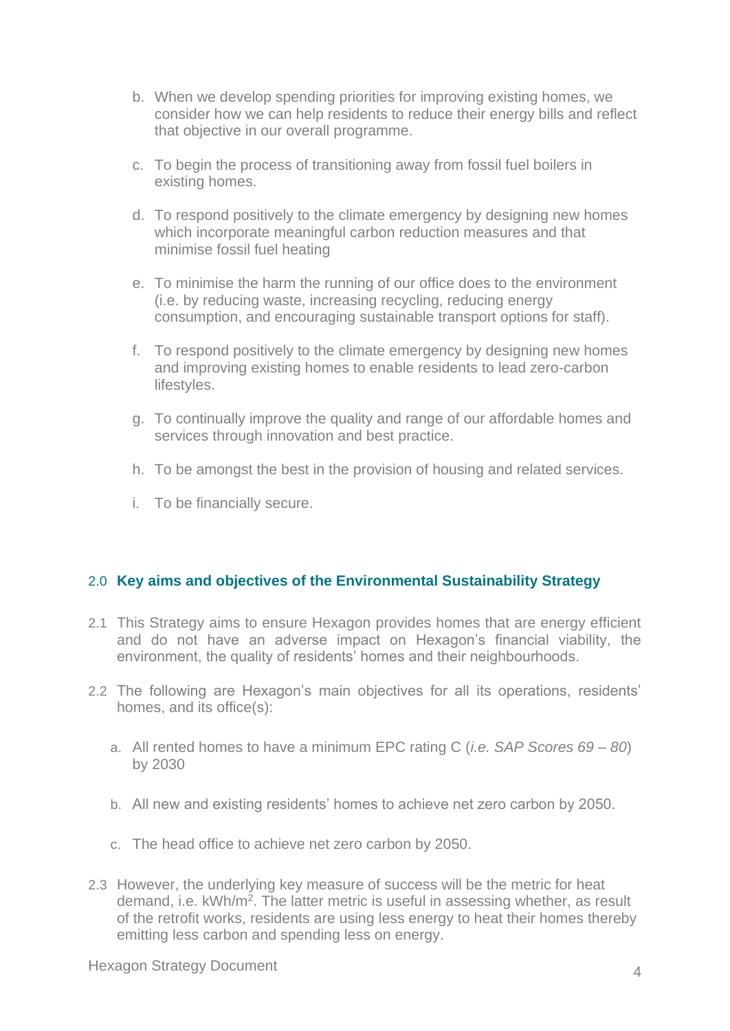b. When we develop spending priorities for improving existing homes, we consider how we can help residents to reduce their energy bills and reflect that objective in our overall programme.

c. To begin the process of transitioning away from fossil fuel boilers in existing homes.

d. To respond positively to the climate emergency by designing new homes which incorporate meaningful carbon reduction measures and that minimise fossil fuel heating

e. To minimise the harm the running of our office does to the environment (i.e. by reducing waste, increasing recycling, reducing energy consumption, and encouraging sustainable transport options for staff).

f. To respond positively to the climate emergency by designing new homes and improving existing homes to enable residents to lead zero-carbon lifestyles.

g. To continually improve the quality and range of our affordable homes and services through innovation and best practice.

h. To be amongst the best in the provision of housing and related services.

i. To be financially secure.

## 2.0 Key aims and objectives of the Environmental Sustainability Strategy

2.1 This Strategy aims to ensure Hexagon provides homes that are energy efficient and do not have an adverse impact on Hexagon's financial viability, the environment, the quality of residents' homes and their neighbourhoods.

2.2 The following are Hexagon's main objectives for all its operations, residents' homes, and its office(s):

a. All rented homes to have a minimum EPC rating C (*i.e. SAP Scores 69 – 80*) by 2030

b. All new and existing residents' homes to achieve net zero carbon by 2050.

c. The head office to achieve net zero carbon by 2050.

2.3 However, the underlying key measure of success will be the metric for heat demand, i.e. $kWh/m^2$. The latter metric is useful in assessing whether, as result of the retrofit works, residents are using less energy to heat their homes thereby emitting less carbon and spending less on energy.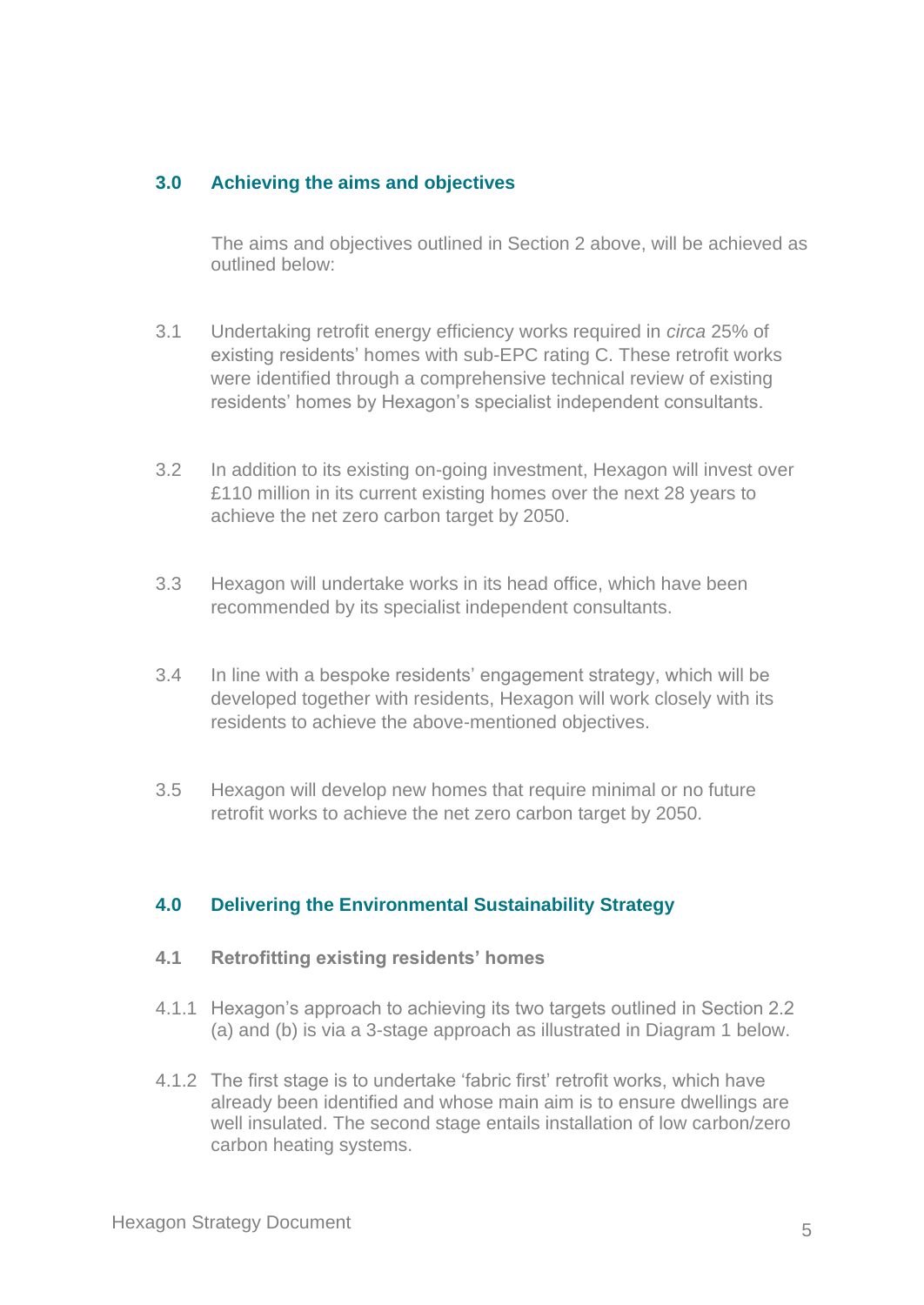## 3.0 Achieving the aims and objectives

The aims and objectives outlined in Section 2 above, will be achieved as outlined below:

3.1 Undertaking retrofit energy efficiency works required in *circa* 25% of existing residents' homes with sub-EPC rating C. These retrofit works were identified through a comprehensive technical review of existing residents' homes by Hexagon's specialist independent consultants.

3.2 In addition to its existing on-going investment, Hexagon will invest over £110 million in its current existing homes over the next 28 years to achieve the net zero carbon target by 2050.

3.3 Hexagon will undertake works in its head office, which have been recommended by its specialist independent consultants.

3.4 In line with a bespoke residents' engagement strategy, which will be developed together with residents, Hexagon will work closely with its residents to achieve the above-mentioned objectives.

3.5 Hexagon will develop new homes that require minimal or no future retrofit works to achieve the net zero carbon target by 2050.

## 4.0 Delivering the Environmental Sustainability Strategy

### 4.1 Retrofitting existing residents' homes

4.1.1 Hexagon's approach to achieving its two targets outlined in Section 2.2 (a) and (b) is via a 3-stage approach as illustrated in Diagram 1 below.

4.1.2 The first stage is to undertake 'fabric first' retrofit works, which have already been identified and whose main aim is to ensure dwellings are well insulated. The second stage entails installation of low carbon/zero carbon heating systems.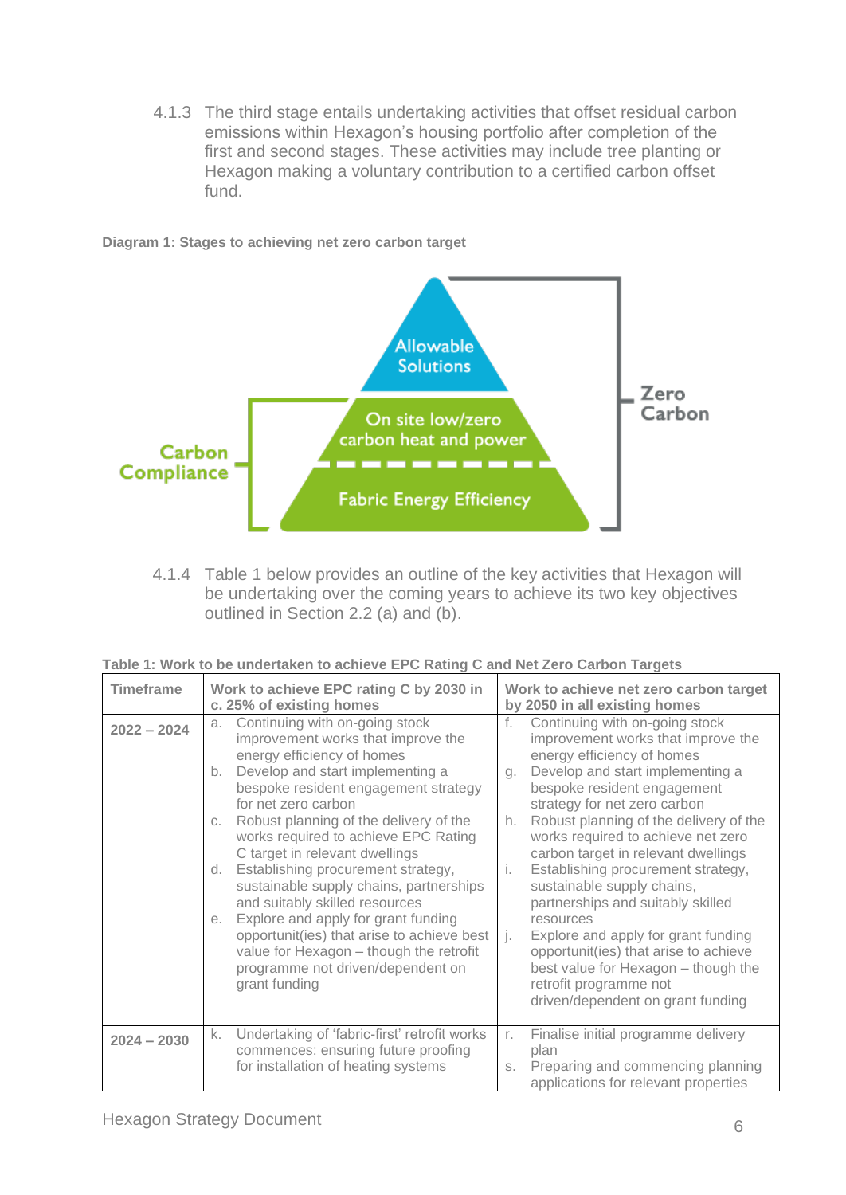4.1.3 The third stage entails undertaking activities that offset residual carbon emissions within Hexagon's housing portfolio after completion of the first and second stages. These activities may include tree planting or Hexagon making a voluntary contribution to a certified carbon offset fund.

**Diagram 1: Stages to achieving net zero carbon target**

Allowable Solutions

On site low/zero carbon heat and power

Fabric Energy Efficiency

Carbon Compliance

Zero Carbon

4.1.4 Table 1 below provides an outline of the key activities that Hexagon will be undertaking over the coming years to achieve its two key objectives outlined in Section 2.2 (a) and (b).

**Table 1: Work to be undertaken to achieve EPC Rating C and Net Zero Carbon Targets**

| Timeframe | Work to achieve EPC rating C by 2030 in c. 25% of existing homes | Work to achieve net zero carbon target by 2050 in all existing homes |
|---|---|---|
| 2022 – 2024 | a. Continuing with on-going stock improvement works that improve the energy efficiency of homes<br>b. Develop and start implementing a bespoke resident engagement strategy for net zero carbon<br>c. Robust planning of the delivery of the works required to achieve EPC Rating C target in relevant dwellings<br>d. Establishing procurement strategy, sustainable supply chains, partnerships and suitably skilled resources<br>e. Explore and apply for grant funding opportunit(ies) that arise to achieve best value for Hexagon – though the retrofit programme not driven/dependent on grant funding | f. Continuing with on-going stock improvement works that improve the energy efficiency of homes<br>g. Develop and start implementing a bespoke resident engagement strategy for net zero carbon<br>h. Robust planning of the delivery of the works required to achieve net zero carbon target in relevant dwellings<br>i. Establishing procurement strategy, sustainable supply chains, partnerships and suitably skilled resources<br>j. Explore and apply for grant funding opportunit(ies) that arise to achieve best value for Hexagon – though the retrofit programme not driven/dependent on grant funding |
| 2024 – 2030 | k. Undertaking of 'fabric-first' retrofit works commences: ensuring future proofing for installation of heating systems | r. Finalise initial programme delivery plan<br>s. Preparing and commencing planning applications for relevant properties |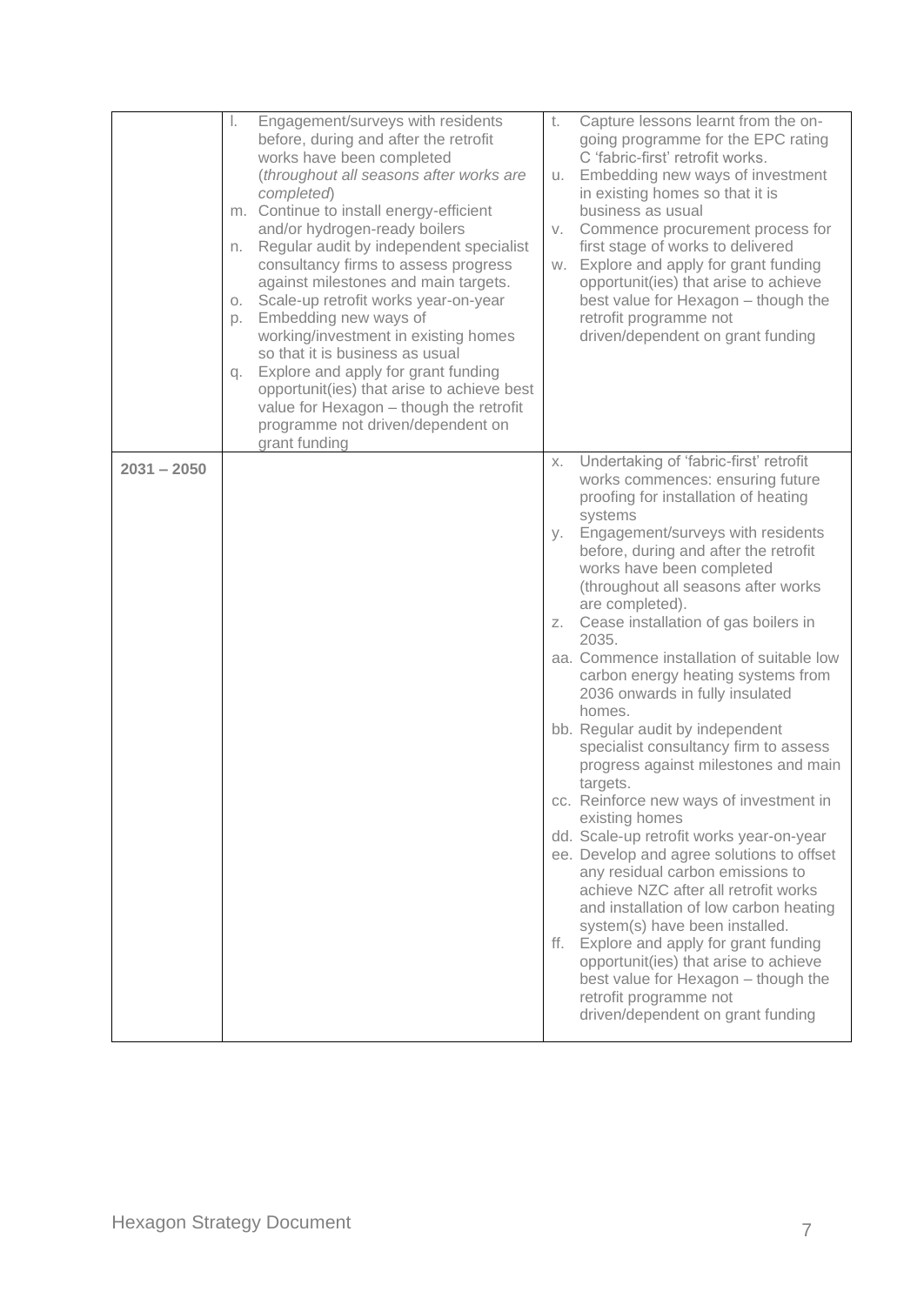| | | |
|---|---|---|
| | l. Engagement/surveys with residents before, during and after the retrofit works have been completed (*throughout all seasons after works are completed*)<br>m. Continue to install energy-efficient and/or hydrogen-ready boilers<br>n. Regular audit by independent specialist consultancy firms to assess progress against milestones and main targets.<br>o. Scale-up retrofit works year-on-year<br>p. Embedding new ways of working/investment in existing homes so that it is business as usual<br>q. Explore and apply for grant funding opportunit(ies) that arise to achieve best value for Hexagon – though the retrofit programme not driven/dependent on grant funding | t. Capture lessons learnt from the on-going programme for the EPC rating C 'fabric-first' retrofit works.<br>u. Embedding new ways of investment in existing homes so that it is business as usual<br>v. Commence procurement process for first stage of works to delivered<br>w. Explore and apply for grant funding opportunit(ies) that arise to achieve best value for Hexagon – though the retrofit programme not driven/dependent on grant funding |
| **2031 – 2050** | | x. Undertaking of 'fabric-first' retrofit works commences: ensuring future proofing for installation of heating systems<br>y. Engagement/surveys with residents before, during and after the retrofit works have been completed (throughout all seasons after works are completed).<br>z. Cease installation of gas boilers in 2035.<br>aa. Commence installation of suitable low carbon energy heating systems from 2036 onwards in fully insulated homes.<br>bb. Regular audit by independent specialist consultancy firm to assess progress against milestones and main targets.<br>cc. Reinforce new ways of investment in existing homes<br>dd. Scale-up retrofit works year-on-year<br>ee. Develop and agree solutions to offset any residual carbon emissions to achieve NZC after all retrofit works and installation of low carbon heating system(s) have been installed.<br>ff. Explore and apply for grant funding opportunit(ies) that arise to achieve best value for Hexagon – though the retrofit programme not driven/dependent on grant funding |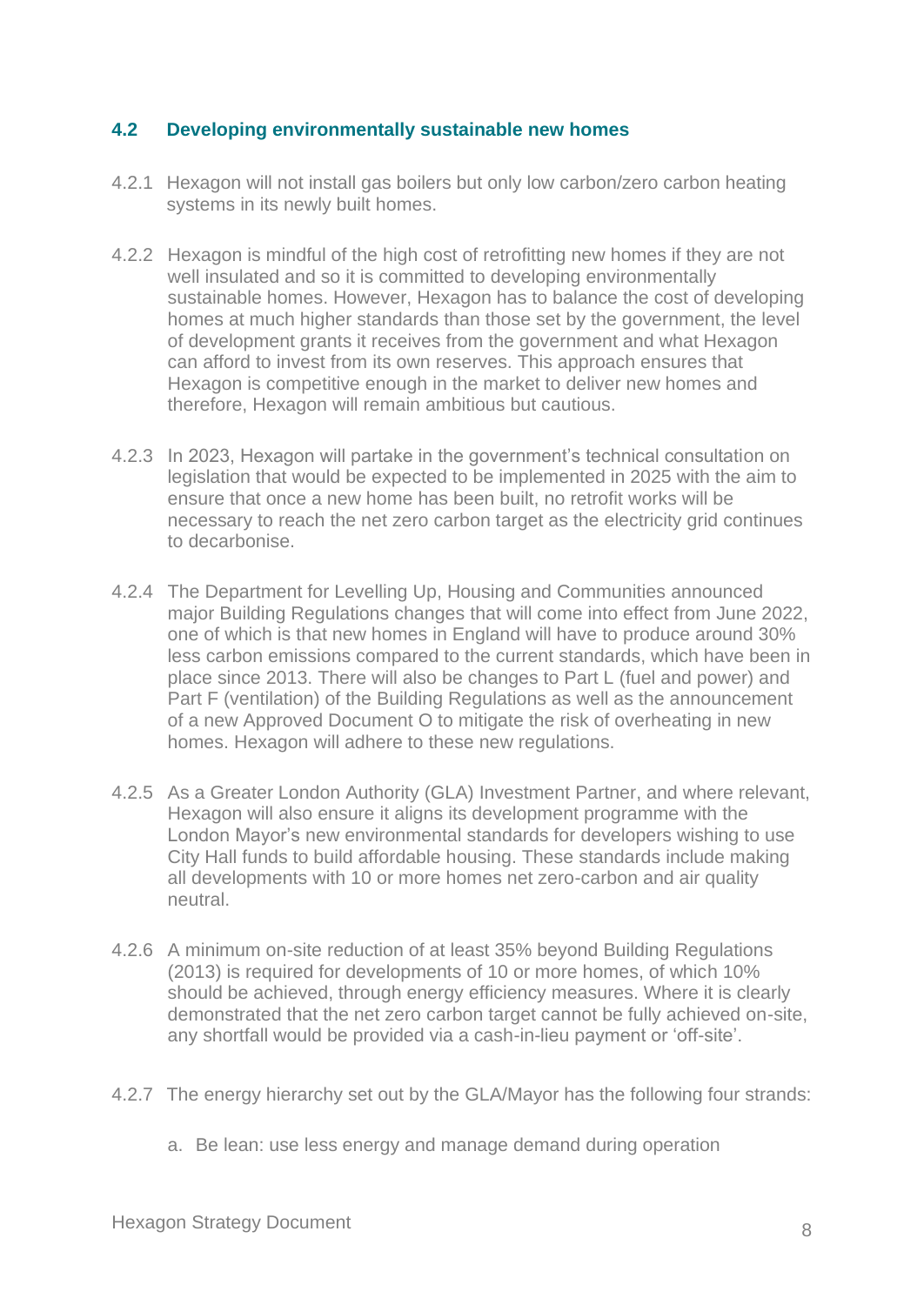## 4.2 Developing environmentally sustainable new homes

4.2.1 Hexagon will not install gas boilers but only low carbon/zero carbon heating systems in its newly built homes.

4.2.2 Hexagon is mindful of the high cost of retrofitting new homes if they are not well insulated and so it is committed to developing environmentally sustainable homes. However, Hexagon has to balance the cost of developing homes at much higher standards than those set by the government, the level of development grants it receives from the government and what Hexagon can afford to invest from its own reserves. This approach ensures that Hexagon is competitive enough in the market to deliver new homes and therefore, Hexagon will remain ambitious but cautious.

4.2.3 In 2023, Hexagon will partake in the government's technical consultation on legislation that would be expected to be implemented in 2025 with the aim to ensure that once a new home has been built, no retrofit works will be necessary to reach the net zero carbon target as the electricity grid continues to decarbonise.

4.2.4 The Department for Levelling Up, Housing and Communities announced major Building Regulations changes that will come into effect from June 2022, one of which is that new homes in England will have to produce around 30% less carbon emissions compared to the current standards, which have been in place since 2013. There will also be changes to Part L (fuel and power) and Part F (ventilation) of the Building Regulations as well as the announcement of a new Approved Document O to mitigate the risk of overheating in new homes. Hexagon will adhere to these new regulations.

4.2.5 As a Greater London Authority (GLA) Investment Partner, and where relevant, Hexagon will also ensure it aligns its development programme with the London Mayor's new environmental standards for developers wishing to use City Hall funds to build affordable housing. These standards include making all developments with 10 or more homes net zero-carbon and air quality neutral.

4.2.6 A minimum on-site reduction of at least 35% beyond Building Regulations (2013) is required for developments of 10 or more homes, of which 10% should be achieved, through energy efficiency measures. Where it is clearly demonstrated that the net zero carbon target cannot be fully achieved on-site, any shortfall would be provided via a cash-in-lieu payment or 'off-site'.

4.2.7 The energy hierarchy set out by the GLA/Mayor has the following four strands:

a. Be lean: use less energy and manage demand during operation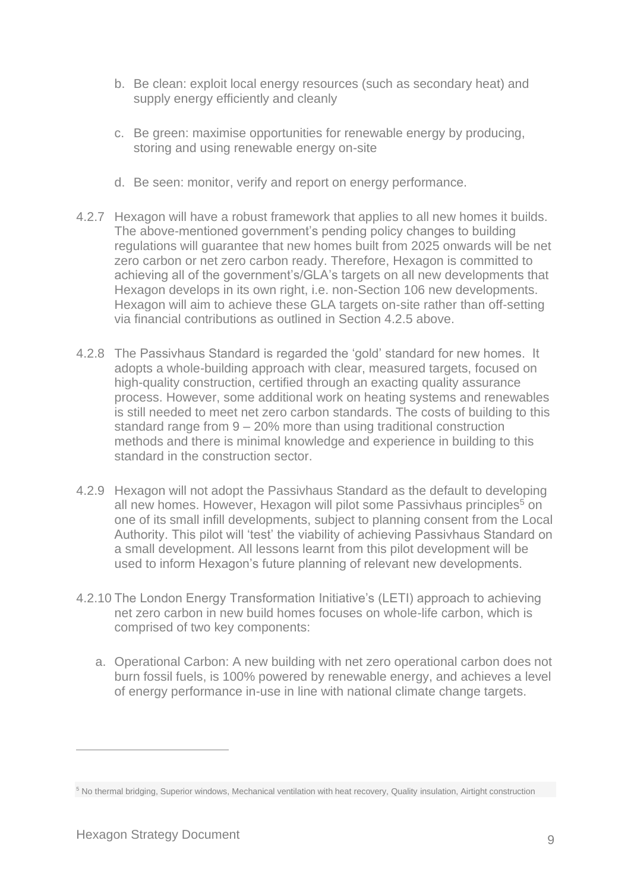b. Be clean: exploit local energy resources (such as secondary heat) and supply energy efficiently and cleanly

c. Be green: maximise opportunities for renewable energy by producing, storing and using renewable energy on-site

d. Be seen: monitor, verify and report on energy performance.

4.2.7 Hexagon will have a robust framework that applies to all new homes it builds. The above-mentioned government's pending policy changes to building regulations will guarantee that new homes built from 2025 onwards will be net zero carbon or net zero carbon ready. Therefore, Hexagon is committed to achieving all of the government's/GLA's targets on all new developments that Hexagon develops in its own right, i.e. non-Section 106 new developments. Hexagon will aim to achieve these GLA targets on-site rather than off-setting via financial contributions as outlined in Section 4.2.5 above.

4.2.8 The Passivhaus Standard is regarded the 'gold' standard for new homes. It adopts a whole-building approach with clear, measured targets, focused on high-quality construction, certified through an exacting quality assurance process. However, some additional work on heating systems and renewables is still needed to meet net zero carbon standards. The costs of building to this standard range from 9 – 20% more than using traditional construction methods and there is minimal knowledge and experience in building to this standard in the construction sector.

4.2.9 Hexagon will not adopt the Passivhaus Standard as the default to developing all new homes. However, Hexagon will pilot some Passivhaus principles[5] on one of its small infill developments, subject to planning consent from the Local Authority. This pilot will 'test' the viability of achieving Passivhaus Standard on a small development. All lessons learnt from this pilot development will be used to inform Hexagon's future planning of relevant new developments.

4.2.10 The London Energy Transformation Initiative's (LETI) approach to achieving net zero carbon in new build homes focuses on whole-life carbon, which is comprised of two key components:

a. Operational Carbon: A new building with net zero operational carbon does not burn fossil fuels, is 100% powered by renewable energy, and achieves a level of energy performance in-use in line with national climate change targets.

---

[5] No thermal bridging, Superior windows, Mechanical ventilation with heat recovery, Quality insulation, Airtight construction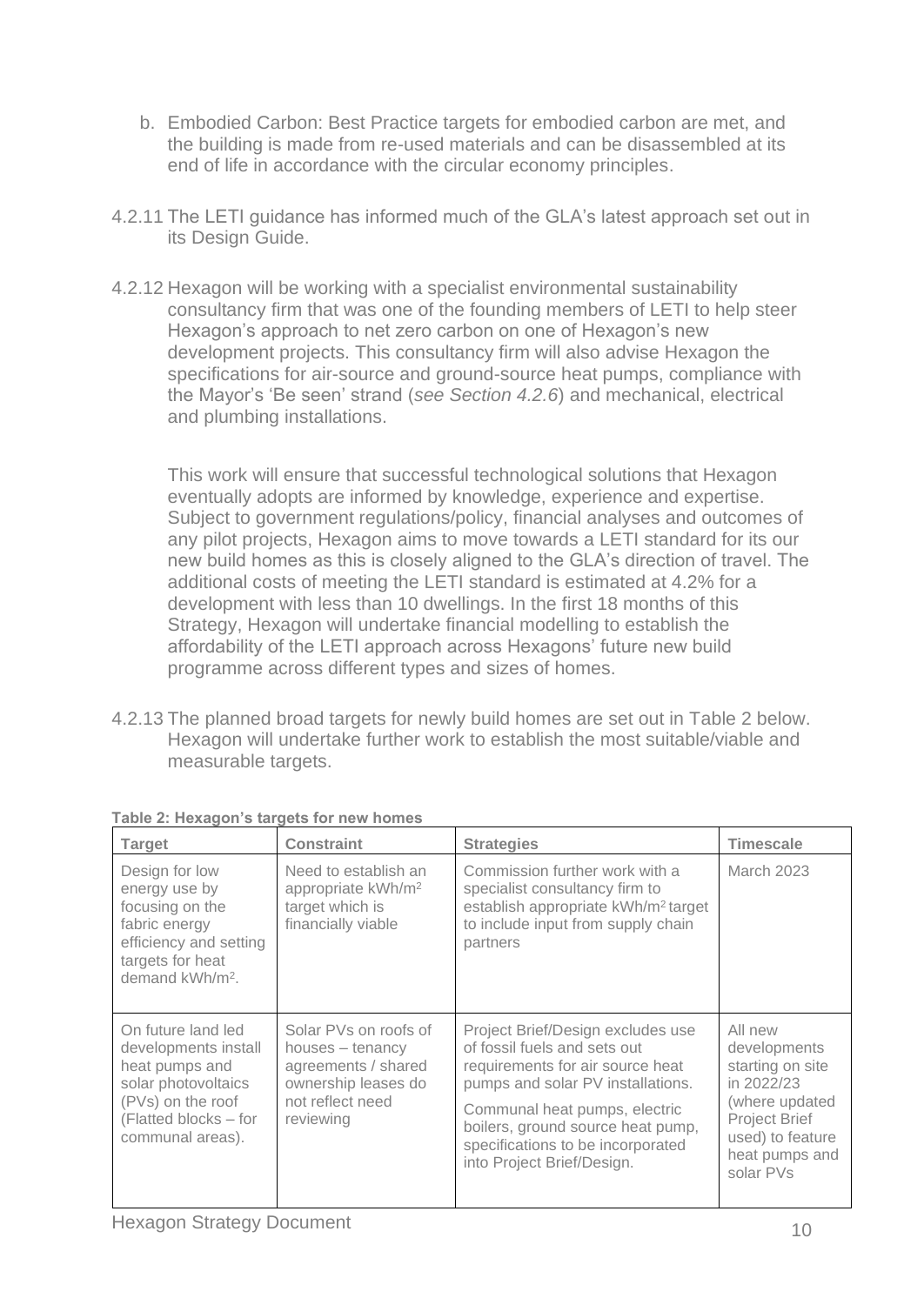b. Embodied Carbon: Best Practice targets for embodied carbon are met, and the building is made from re-used materials and can be disassembled at its end of life in accordance with the circular economy principles.

4.2.11 The LETI guidance has informed much of the GLA's latest approach set out in its Design Guide.

4.2.12 Hexagon will be working with a specialist environmental sustainability consultancy firm that was one of the founding members of LETI to help steer Hexagon's approach to net zero carbon on one of Hexagon's new development projects. This consultancy firm will also advise Hexagon the specifications for air-source and ground-source heat pumps, compliance with the Mayor's 'Be seen' strand (*see Section 4.2.6*) and mechanical, electrical and plumbing installations.

This work will ensure that successful technological solutions that Hexagon eventually adopts are informed by knowledge, experience and expertise. Subject to government regulations/policy, financial analyses and outcomes of any pilot projects, Hexagon aims to move towards a LETI standard for its our new build homes as this is closely aligned to the GLA's direction of travel. The additional costs of meeting the LETI standard is estimated at 4.2% for a development with less than 10 dwellings. In the first 18 months of this Strategy, Hexagon will undertake financial modelling to establish the affordability of the LETI approach across Hexagons' future new build programme across different types and sizes of homes.

4.2.13 The planned broad targets for newly build homes are set out in Table 2 below. Hexagon will undertake further work to establish the most suitable/viable and measurable targets.

**Table 2: Hexagon's targets for new homes**

| Target | Constraint | Strategies | Timescale |
|---|---|---|---|
| Design for low energy use by focusing on the fabric energy efficiency and setting targets for heat demand kWh/m². | Need to establish an appropriate kWh/m² target which is financially viable | Commission further work with a specialist consultancy firm to establish appropriate kWh/m² target to include input from supply chain partners | March 2023 |
| On future land led developments install heat pumps and solar photovoltaics (PVs) on the roof (Flatted blocks – for communal areas). | Solar PVs on roofs of houses – tenancy agreements / shared ownership leases do not reflect need reviewing | Project Brief/Design excludes use of fossil fuels and sets out requirements for air source heat pumps and solar PV installations.<br><br>Communal heat pumps, electric boilers, ground source heat pump, specifications to be incorporated into Project Brief/Design. | All new developments starting on site in 2022/23 (where updated Project Brief used) to feature heat pumps and solar PVs |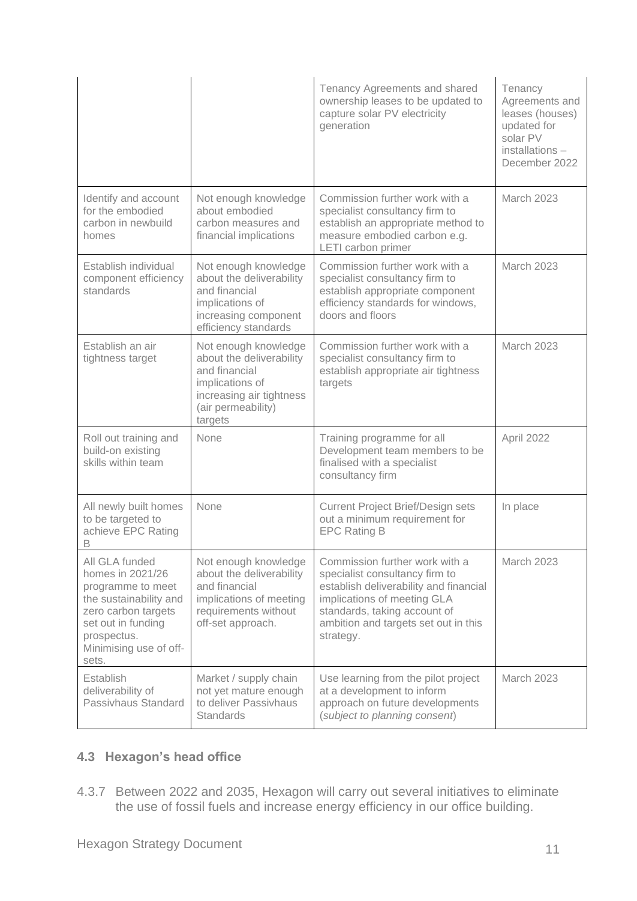|  |  |  |  |
| --- | --- | --- | --- |
|  |  | Tenancy Agreements and shared ownership leases to be updated to capture solar PV electricity generation | Tenancy Agreements and leases (houses) updated for solar PV installations – December 2022 |
| Identify and account for the embodied carbon in newbuild homes | Not enough knowledge about embodied carbon measures and financial implications | Commission further work with a specialist consultancy firm to establish an appropriate method to measure embodied carbon e.g. LETI carbon primer | March 2023 |
| Establish individual component efficiency standards | Not enough knowledge about the deliverability and financial implications of increasing component efficiency standards | Commission further work with a specialist consultancy firm to establish appropriate component efficiency standards for windows, doors and floors | March 2023 |
| Establish an air tightness target | Not enough knowledge about the deliverability and financial implications of increasing air tightness (air permeability) targets | Commission further work with a specialist consultancy firm to establish appropriate air tightness targets | March 2023 |
| Roll out training and build-on existing skills within team | None | Training programme for all Development team members to be finalised with a specialist consultancy firm | April 2022 |
| All newly built homes to be targeted to achieve EPC Rating B | None | Current Project Brief/Design sets out a minimum requirement for EPC Rating B | In place |
| All GLA funded homes in 2021/26 programme to meet the sustainability and zero carbon targets set out in funding prospectus. Minimising use of off-sets. | Not enough knowledge about the deliverability and financial implications of meeting requirements without off-set approach. | Commission further work with a specialist consultancy firm to establish deliverability and financial implications of meeting GLA standards, taking account of ambition and targets set out in this strategy. | March 2023 |
| Establish deliverability of Passivhaus Standard | Market / supply chain not yet mature enough to deliver Passivhaus Standards | Use learning from the pilot project at a development to inform approach on future developments (*subject to planning consent*) | March 2023 |

### 4.3 Hexagon's head office

4.3.7 Between 2022 and 2035, Hexagon will carry out several initiatives to eliminate the use of fossil fuels and increase energy efficiency in our office building.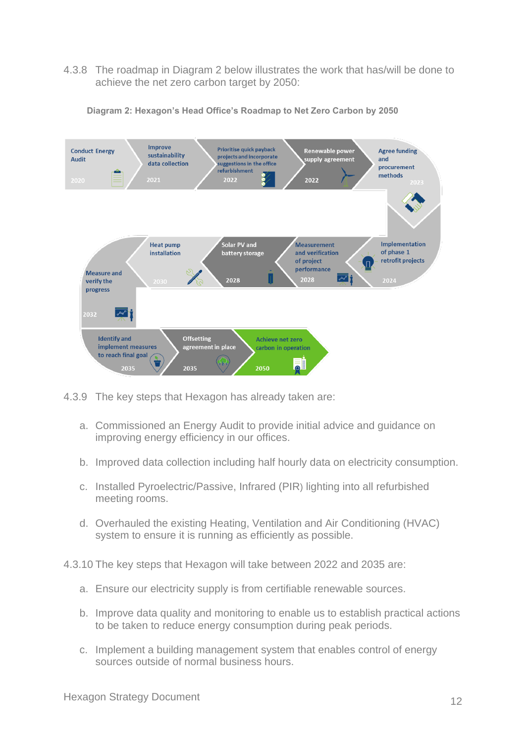4.3.8 The roadmap in Diagram 2 below illustrates the work that has/will be done to achieve the net zero carbon target by 2050:

**Diagram 2: Hexagon's Head Office's Roadmap to Net Zero Carbon by 2050**

- Conduct Energy Audit – 2020
- Improve sustainability data collection – 2021
- Prioritise quick payback projects and incorporate suggestions in the office refurbishment – 2022
- Renewable power supply agreement – 2022
- Agree funding and procurement methods – 2023
- Implementation of phase 1 retrofit projects – 2024
- Measurement and verification of project performance – 2028
- Solar PV and battery storage – 2028
- Heat pump installation – 2030
- Measure and verify the progress – 2032
- Identify and implement measures to reach final goal – 2035
- Offsetting agreement in place – 2035
- Achieve net zero carbon in operation – 2050

4.3.9 The key steps that Hexagon has already taken are:

a. Commissioned an Energy Audit to provide initial advice and guidance on improving energy efficiency in our offices.

b. Improved data collection including half hourly data on electricity consumption.

c. Installed Pyroelectric/Passive, Infrared (PIR) lighting into all refurbished meeting rooms.

d. Overhauled the existing Heating, Ventilation and Air Conditioning (HVAC) system to ensure it is running as efficiently as possible.

4.3.10 The key steps that Hexagon will take between 2022 and 2035 are:

a. Ensure our electricity supply is from certifiable renewable sources.

b. Improve data quality and monitoring to enable us to establish practical actions to be taken to reduce energy consumption during peak periods.

c. Implement a building management system that enables control of energy sources outside of normal business hours.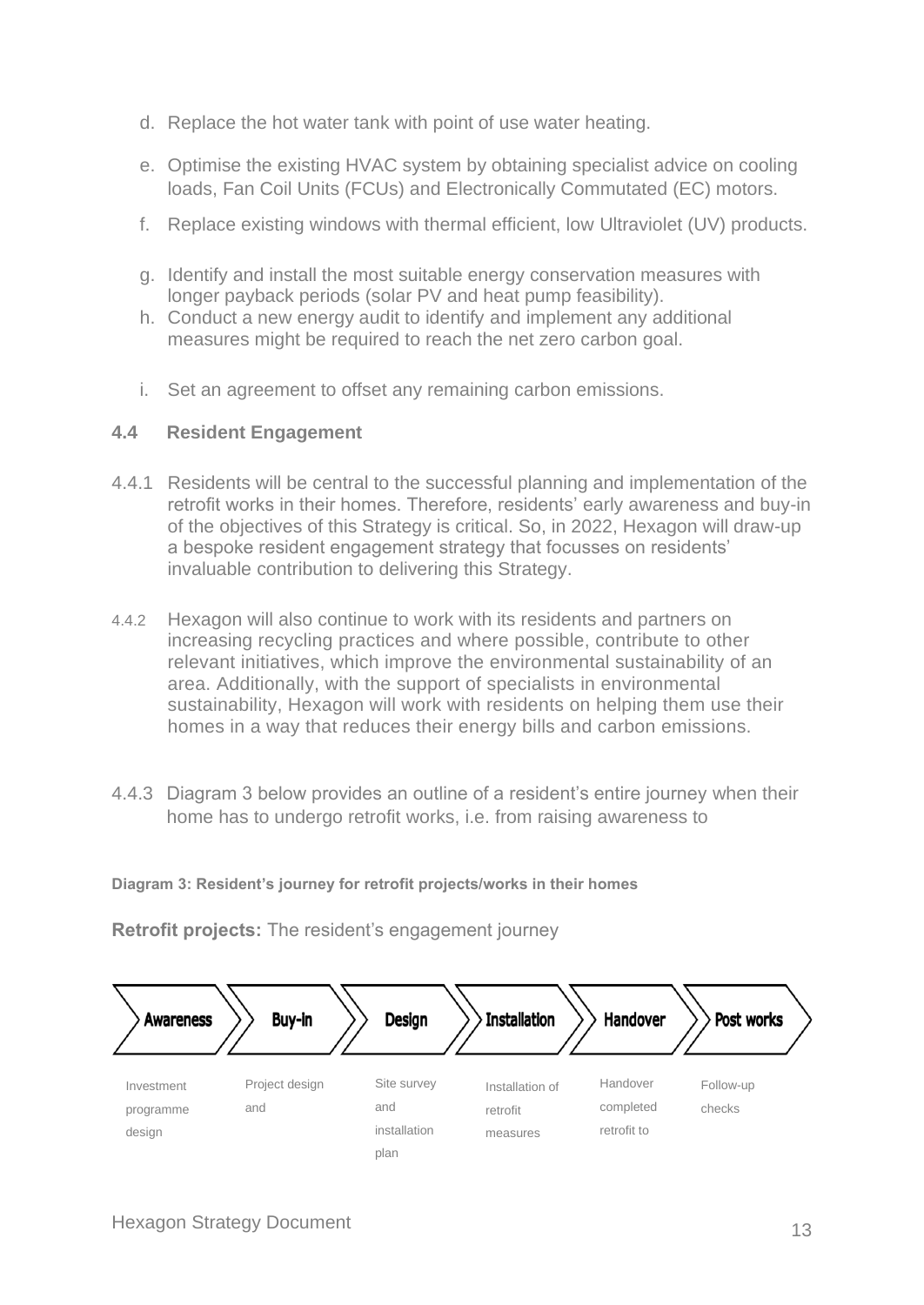d. Replace the hot water tank with point of use water heating.

e. Optimise the existing HVAC system by obtaining specialist advice on cooling loads, Fan Coil Units (FCUs) and Electronically Commutated (EC) motors.

f. Replace existing windows with thermal efficient, low Ultraviolet (UV) products.

g. Identify and install the most suitable energy conservation measures with longer payback periods (solar PV and heat pump feasibility).

h. Conduct a new energy audit to identify and implement any additional measures might be required to reach the net zero carbon goal.

i. Set an agreement to offset any remaining carbon emissions.

### 4.4 Resident Engagement

4.4.1 Residents will be central to the successful planning and implementation of the retrofit works in their homes. Therefore, residents' early awareness and buy-in of the objectives of this Strategy is critical. So, in 2022, Hexagon will draw-up a bespoke resident engagement strategy that focusses on residents' invaluable contribution to delivering this Strategy.

4.4.2 Hexagon will also continue to work with its residents and partners on increasing recycling practices and where possible, contribute to other relevant initiatives, which improve the environmental sustainability of an area. Additionally, with the support of specialists in environmental sustainability, Hexagon will work with residents on helping them use their homes in a way that reduces their energy bills and carbon emissions.

4.4.3 Diagram 3 below provides an outline of a resident's entire journey when their home has to undergo retrofit works, i.e. from raising awareness to

**Diagram 3: Resident's journey for retrofit projects/works in their homes**

**Retrofit projects:** The resident's engagement journey

| Awareness | Buy-in | Design | Installation | Handover | Post works |
|---|---|---|---|---|---|
| Investment programme design | Project design and | Site survey and installation plan | Installation of retrofit measures | Handover completed retrofit to | Follow-up checks |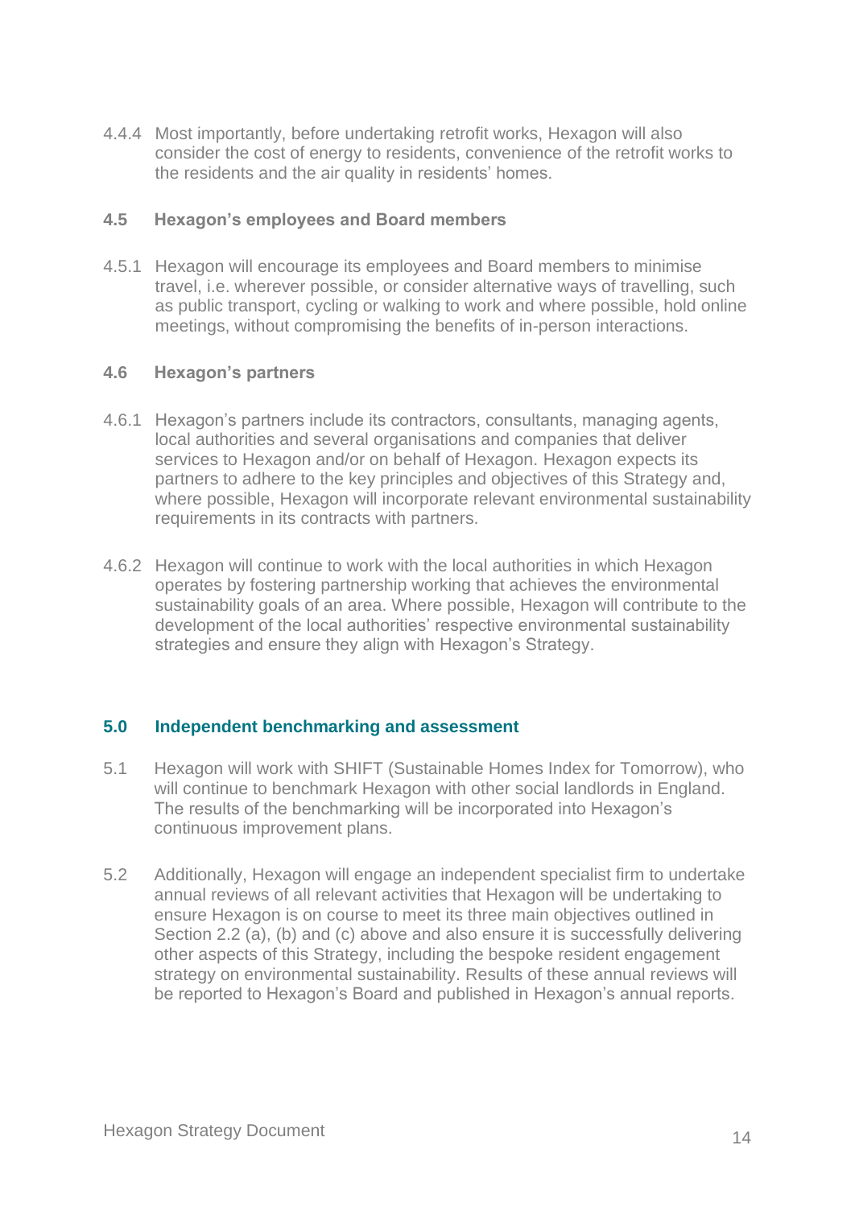4.4.4 Most importantly, before undertaking retrofit works, Hexagon will also consider the cost of energy to residents, convenience of the retrofit works to the residents and the air quality in residents' homes.

### 4.5 Hexagon's employees and Board members

4.5.1 Hexagon will encourage its employees and Board members to minimise travel, i.e. wherever possible, or consider alternative ways of travelling, such as public transport, cycling or walking to work and where possible, hold online meetings, without compromising the benefits of in-person interactions.

### 4.6 Hexagon's partners

4.6.1 Hexagon's partners include its contractors, consultants, managing agents, local authorities and several organisations and companies that deliver services to Hexagon and/or on behalf of Hexagon. Hexagon expects its partners to adhere to the key principles and objectives of this Strategy and, where possible, Hexagon will incorporate relevant environmental sustainability requirements in its contracts with partners.

4.6.2 Hexagon will continue to work with the local authorities in which Hexagon operates by fostering partnership working that achieves the environmental sustainability goals of an area. Where possible, Hexagon will contribute to the development of the local authorities' respective environmental sustainability strategies and ensure they align with Hexagon's Strategy.

## 5.0 Independent benchmarking and assessment

5.1 Hexagon will work with SHIFT (Sustainable Homes Index for Tomorrow), who will continue to benchmark Hexagon with other social landlords in England. The results of the benchmarking will be incorporated into Hexagon's continuous improvement plans.

5.2 Additionally, Hexagon will engage an independent specialist firm to undertake annual reviews of all relevant activities that Hexagon will be undertaking to ensure Hexagon is on course to meet its three main objectives outlined in Section 2.2 (a), (b) and (c) above and also ensure it is successfully delivering other aspects of this Strategy, including the bespoke resident engagement strategy on environmental sustainability. Results of these annual reviews will be reported to Hexagon's Board and published in Hexagon's annual reports.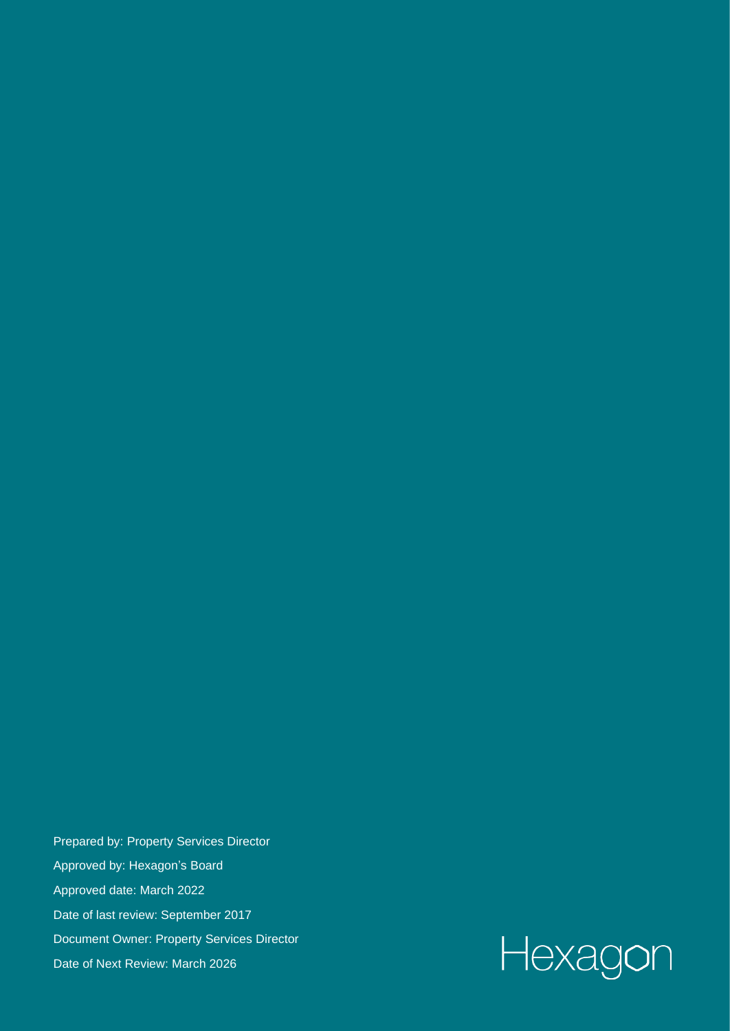Prepared by: Property Services Director

Approved by: Hexagon's Board

Approved date: March 2022

Date of last review: September 2017

Document Owner: Property Services Director

Date of Next Review: March 2026

Hexagon